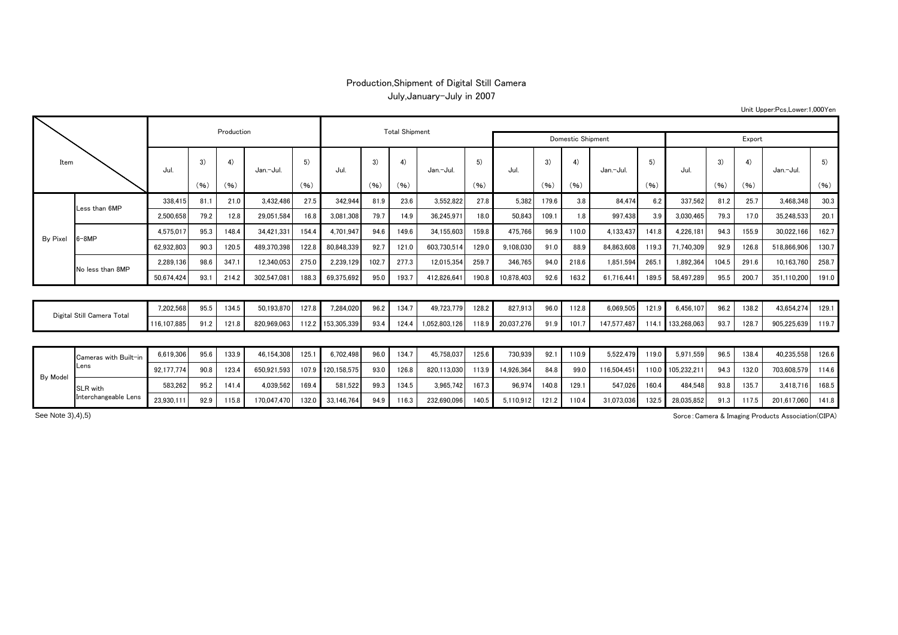## Production,Shipment of Digital Still Camera

### July,January-July in 2007

Unit Upper:Pcs,Lower:1,000Yen

| Item | | Production | | | | | Total Shipment | | | | | Domestic Shipment | | | | | Export | | | | |
|---|---|---|---|---|---|---|---|---|---|---|---|---|---|---|---|---|---|---|---|---|---|
| | | Jul. | 3) (%) | 4) (%) | Jan.-Jul. | 5) (%) | Jul. | 3) (%) | 4) (%) | Jan.-Jul. | 5) (%) | Jul. | 3) (%) | 4) (%) | Jan.-Jul. | 5) (%) | Jul. | 3) (%) | 4) (%) | Jan.-Jul. | 5) (%) |
| By Pixel | Less than 6MP | 338,415 | 81.1 | 21.0 | 3,432,486 | 27.5 | 342,944 | 81.9 | 23.6 | 3,552,822 | 27.8 | 5,382 | 179.6 | 3.8 | 84,474 | 6.2 | 337,562 | 81.2 | 25.7 | 3,468,348 | 30.3 |
| | | 2,500,658 | 79.2 | 12.8 | 29,051,584 | 16.8 | 3,081,308 | 79.7 | 14.9 | 36,245,971 | 18.0 | 50,843 | 109.1 | 1.8 | 997,438 | 3.9 | 3,030,465 | 79.3 | 17.0 | 35,248,533 | 20.1 |
| | 6-8MP | 4,575,017 | 95.3 | 148.4 | 34,421,331 | 154.4 | 4,701,947 | 94.6 | 149.6 | 34,155,603 | 159.8 | 475,766 | 96.9 | 110.0 | 4,133,437 | 141.8 | 4,226,181 | 94.3 | 155.9 | 30,022,166 | 162.7 |
| | | 62,932,803 | 90.3 | 120.5 | 489,370,398 | 122.8 | 80,848,339 | 92.7 | 121.0 | 603,730,514 | 129.0 | 9,108,030 | 91.0 | 88.9 | 84,863,608 | 119.3 | 71,740,309 | 92.9 | 126.8 | 518,866,906 | 130.7 |
| | No less than 8MP | 2,289,136 | 98.6 | 347.1 | 12,340,053 | 275.0 | 2,239,129 | 102.7 | 277.3 | 12,015,354 | 259.7 | 346,765 | 94.0 | 218.6 | 1,851,594 | 265.1 | 1,892,364 | 104.5 | 291.6 | 10,163,760 | 258.7 |
| | | 50,674,424 | 93.1 | 214.2 | 302,547,081 | 188.3 | 69,375,692 | 95.0 | 193.7 | 412,826,641 | 190.8 | 10,878,403 | 92.6 | 163.2 | 61,716,441 | 189.5 | 58,497,289 | 95.5 | 200.7 | 351,110,200 | 191.0 |
| Digital Still Camera Total | | 7,202,568 | 95.5 | 134.5 | 50,193,870 | 127.8 | 7,284,020 | 96.2 | 134.7 | 49,723,779 | 128.2 | 827,913 | 96.0 | 112.8 | 6,069,505 | 121.9 | 6,456,107 | 96.2 | 138.2 | 43,654,274 | 129.1 |
| | | 116,107,885 | 91.2 | 121.8 | 820,969,063 | 112.2 | 153,305,339 | 93.4 | 124.4 | 1,052,803,126 | 118.9 | 20,037,276 | 91.9 | 101.7 | 147,577,487 | 114.1 | 133,268,063 | 93.7 | 128.7 | 905,225,639 | 119.7 |
| By Model | Cameras with Built-in Lens | 6,619,306 | 95.6 | 133.9 | 46,154,308 | 125.1 | 6,702,498 | 96.0 | 134.7 | 45,758,037 | 125.6 | 730,939 | 92.1 | 110.9 | 5,522,479 | 119.0 | 5,971,559 | 96.5 | 138.4 | 40,235,558 | 126.6 |
| | | 92,177,774 | 90.8 | 123.4 | 650,921,593 | 107.9 | 120,158,575 | 93.0 | 126.8 | 820,113,030 | 113.9 | 14,926,364 | 84.8 | 99.0 | 116,504,451 | 110.0 | 105,232,211 | 94.3 | 132.0 | 703,608,579 | 114.6 |
| | SLR with Interchangeable Lens | 583,262 | 95.2 | 141.4 | 4,039,562 | 169.4 | 581,522 | 99.3 | 134.5 | 3,965,742 | 167.3 | 96,974 | 140.8 | 129.1 | 547,026 | 160.4 | 484,548 | 93.8 | 135.7 | 3,418,716 | 168.5 |
| | | 23,930,111 | 92.9 | 115.8 | 170,047,470 | 132.0 | 33,146,764 | 94.9 | 116.3 | 232,690,096 | 140.5 | 5,110,912 | 121.2 | 110.4 | 31,073,036 | 132.5 | 28,035,852 | 91.3 | 117.5 | 201,617,060 | 141.8 |

See Note 3),4),5)

Sorce：Camera & Imaging Products Association(CIPA)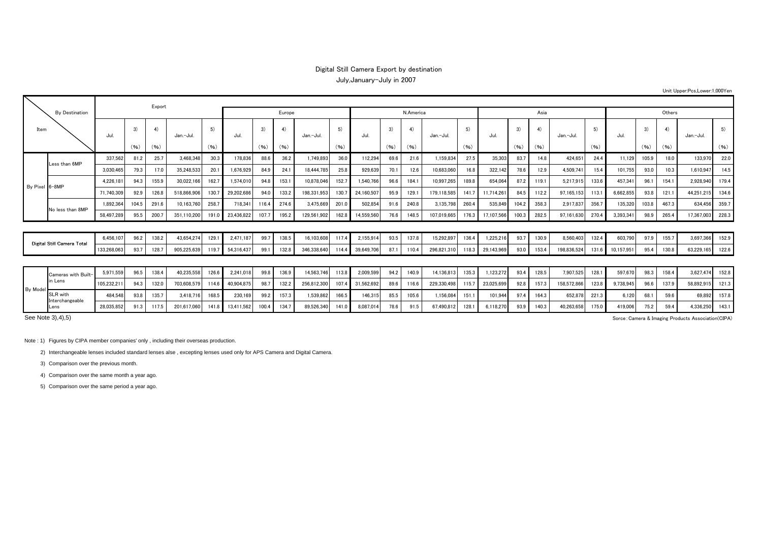# Digital Still Camera Export by destination

July,January-July in 2007

Unit Upper:Pcs,Lower:1,000Yen

| Item | By Destination | Export Jul. | 3) (%) | 4) (%) | Export Jan.-Jul. | 5) (%) | Europe Jul. | 3) (%) | 4) (%) | Europe Jan.-Jul. | 5) (%) | N.America Jul. | 3) (%) | 4) (%) | N.America Jan.-Jul. | 5) (%) | Asia Jul. | 3) (%) | 4) (%) | Asia Jan.-Jul. | 5) (%) | Others Jul. | 3) (%) | 4) (%) | Others Jan.-Jul. | 5) (%) |
|---|---|---|---|---|---|---|---|---|---|---|---|---|---|---|---|---|---|---|---|---|---|---|---|---|---|---|
| By Pixel | Less than 6MP | 337,562 | 81.2 | 25.7 | 3,468,348 | 30.3 | 178,836 | 88.6 | 36.2 | 1,749,893 | 36.0 | 112,294 | 69.6 | 21.6 | 1,159,834 | 27.5 | 35,303 | 83.7 | 14.8 | 424,651 | 24.4 | 11,129 | 105.9 | 18.0 | 133,970 | 22.0 |
| | | 3,030,465 | 79.3 | 17.0 | 35,248,533 | 20.1 | 1,676,929 | 84.9 | 24.1 | 18,444,785 | 25.8 | 929,639 | 70.1 | 12.6 | 10,683,060 | 16.8 | 322,142 | 78.6 | 12.9 | 4,509,741 | 15.4 | 101,755 | 93.0 | 10.3 | 1,610,947 | 14.5 |
| | 6-8MP | 4,226,181 | 94.3 | 155.9 | 30,022,166 | 162.7 | 1,574,010 | 94.8 | 153.1 | 10,878,046 | 152.7 | 1,540,766 | 96.6 | 184.1 | 10,997,265 | 189.8 | 654,064 | 87.2 | 119.1 | 5,217,915 | 133.6 | 457,341 | 96.1 | 154.1 | 2,928,940 | 179.4 |
| | | 71,740,309 | 92.9 | 126.8 | 518,866,906 | 130.7 | 29,202,686 | 94.0 | 133.2 | 198,331,953 | 130.7 | 24,160,507 | 95.9 | 129.1 | 179,118,585 | 141.7 | 11,714,261 | 84.5 | 112.2 | 97,165,153 | 113.1 | 6,662,855 | 93.8 | 121.1 | 44,251,215 | 134.6 |
| | No less than 8MP | 1,892,364 | 104.5 | 291.6 | 10,163,760 | 258.7 | 718,341 | 116.4 | 274.6 | 3,475,669 | 201.0 | 502,854 | 91.6 | 240.8 | 3,135,798 | 260.4 | 535,849 | 104.2 | 358.3 | 2,917,837 | 356.7 | 135,320 | 103.8 | 467.3 | 634,456 | 359.7 |
| | | 58,497,289 | 95.5 | 200.7 | 351,110,200 | 191.0 | 23,436,822 | 107.7 | 195.2 | 129,561,902 | 162.8 | 14,559,560 | 76.6 | 148.5 | 107,019,665 | 176.3 | 17,107,566 | 100.3 | 282.5 | 97,161,630 | 270.4 | 3,393,341 | 98.9 | 265.4 | 17,367,003 | 228.3 |
| Digital Still Camera Total | | 6,456,107 | 96.2 | 138.2 | 43,654,274 | 129.1 | 2,471,187 | 99.7 | 138.5 | 16,103,608 | 117.4 | 2,155,914 | 93.5 | 137.8 | 15,292,897 | 136.4 | 1,225,216 | 93.7 | 130.9 | 8,560,403 | 132.4 | 603,790 | 97.9 | 155.7 | 3,697,366 | 152.9 |
| | | 133,268,063 | 93.7 | 128.7 | 905,225,639 | 119.7 | 54,316,437 | 99.1 | 132.8 | 346,338,640 | 114.4 | 39,649,706 | 87.1 | 110.4 | 296,821,310 | 118.3 | 29,143,969 | 93.0 | 153.4 | 198,836,524 | 131.6 | 10,157,951 | 95.4 | 130.8 | 63,229,165 | 122.6 |
| By Model | Cameras with Built-in Lens | 5,971,559 | 96.5 | 138.4 | 40,235,558 | 126.6 | 2,241,018 | 99.8 | 136.9 | 14,563,746 | 113.8 | 2,009,599 | 94.2 | 140.9 | 14,136,813 | 135.3 | 1,123,272 | 93.4 | 128.5 | 7,907,525 | 128.1 | 597,670 | 98.3 | 158.4 | 3,627,474 | 152.8 |
| | | 105,232,211 | 94.3 | 132.0 | 703,608,579 | 114.6 | 40,904,875 | 98.7 | 132.2 | 256,812,300 | 107.4 | 31,562,692 | 89.6 | 116.6 | 229,330,498 | 115.7 | 23,025,699 | 92.8 | 157.3 | 158,572,866 | 123.8 | 9,738,945 | 96.6 | 137.9 | 58,892,915 | 121.3 |
| | SLR with Interchangeable Lens | 484,548 | 93.8 | 135.7 | 3,418,716 | 168.5 | 230,169 | 99.2 | 157.3 | 1,539,862 | 166.5 | 146,315 | 85.5 | 105.6 | 1,156,084 | 151.1 | 101,944 | 97.4 | 164.3 | 652,878 | 221.3 | 6,120 | 68.1 | 59.6 | 69,892 | 157.8 |
| | | 28,035,852 | 91.3 | 117.5 | 201,617,060 | 141.8 | 13,411,562 | 100.4 | 134.7 | 89,526,340 | 141.0 | 8,087,014 | 78.6 | 91.5 | 67,490,812 | 128.1 | 6,118,270 | 93.9 | 140.3 | 40,263,658 | 175.0 | 419,006 | 75.2 | 59.4 | 4,336,250 | 143.1 |

See Note 3),4),5)

Sorce:Camera & Imaging Products Association(CIPA)

Note : 1) Figures by CIPA member companies' only , including their overseas production.

2) Interchangeable lenses included standard lenses alse , excepting lenses used only for APS Camera and Digital Camera.

3) Comparison over the previous month.

4) Comparison over the same month a year ago.

5) Comparison over the same period a year ago.